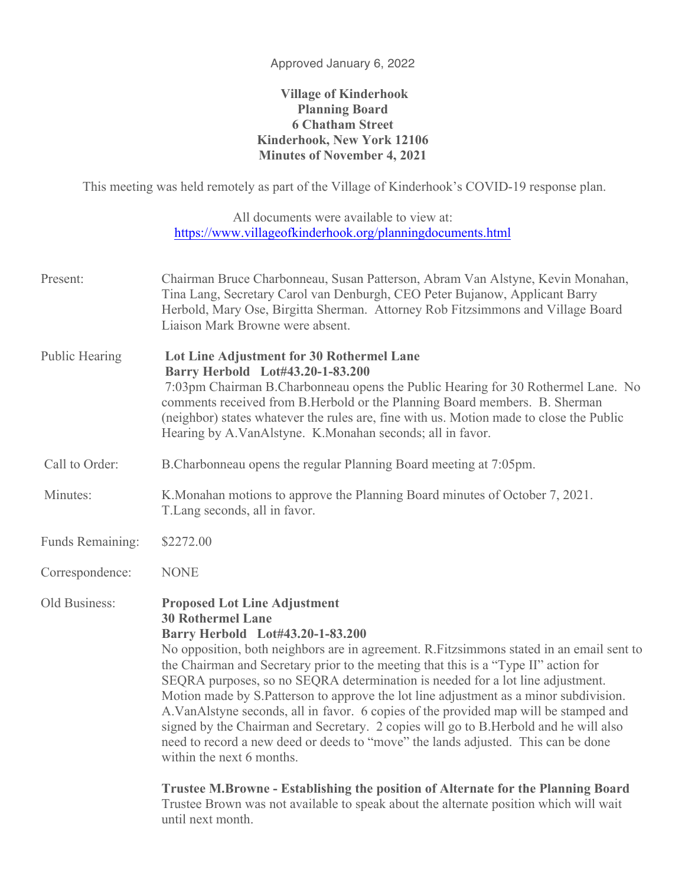Approved January 6, 2022

**Village of Kinderhook**
**Planning Board**
**6 Chatham Street**
**Kinderhook, New York 12106**
**Minutes of November 4, 2021**

This meeting was held remotely as part of the Village of Kinderhook's COVID-19 response plan.

All documents were available to view at:
https://www.villageofkinderhook.org/planningdocuments.html

**Present:** Chairman Bruce Charbonneau, Susan Patterson, Abram Van Alstyne, Kevin Monahan, Tina Lang, Secretary Carol van Denburgh, CEO Peter Bujanow, Applicant Barry Herbold, Mary Ose, Birgitta Sherman. Attorney Rob Fitzsimmons and Village Board Liaison Mark Browne were absent.

**Public Hearing:** **Lot Line Adjustment for 30 Rothermel Lane**
**Barry Herbold Lot#43.20-1-83.200**
7:03pm Chairman B.Charbonneau opens the Public Hearing for 30 Rothermel Lane. No comments received from B.Herbold or the Planning Board members. B. Sherman (neighbor) states whatever the rules are, fine with us. Motion made to close the Public Hearing by A.VanAlstyne. K.Monahan seconds; all in favor.

**Call to Order:** B.Charbonneau opens the regular Planning Board meeting at 7:05pm.

**Minutes:** K.Monahan motions to approve the Planning Board minutes of October 7, 2021. T.Lang seconds, all in favor.

**Funds Remaining:** $2272.00

**Correspondence:** NONE

**Old Business:** **Proposed Lot Line Adjustment**
**30 Rothermel Lane**
**Barry Herbold Lot#43.20-1-83.200**
No opposition, both neighbors are in agreement. R.Fitzsimmons stated in an email sent to the Chairman and Secretary prior to the meeting that this is a "Type II" action for SEQRA purposes, so no SEQRA determination is needed for a lot line adjustment. Motion made by S.Patterson to approve the lot line adjustment as a minor subdivision. A.VanAlstyne seconds, all in favor. 6 copies of the provided map will be stamped and signed by the Chairman and Secretary. 2 copies will go to B.Herbold and he will also need to record a new deed or deeds to "move" the lands adjusted. This can be done within the next 6 months.

**Trustee M.Browne - Establishing the position of Alternate for the Planning Board**
Trustee Brown was not available to speak about the alternate position which will wait until next month.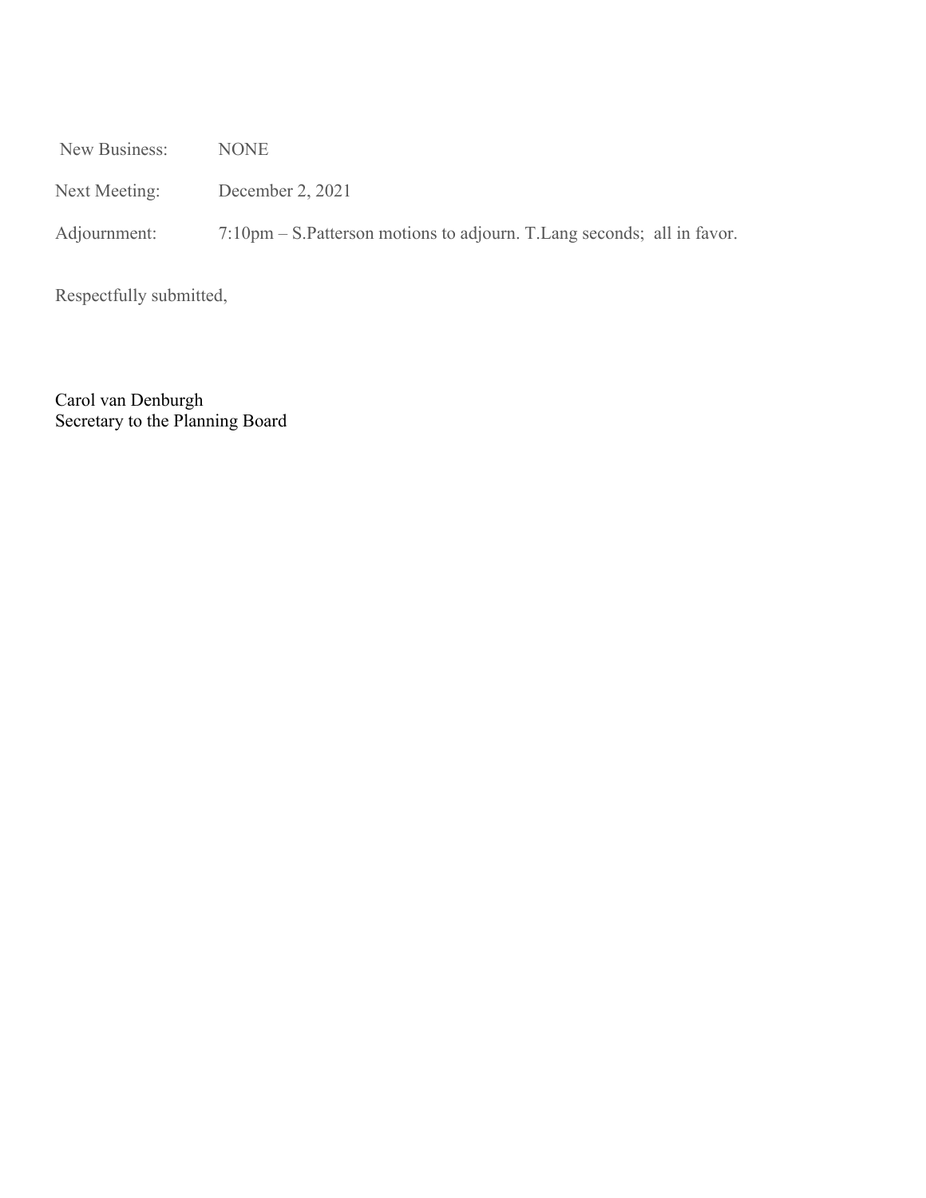New Business: NONE

Next Meeting: December 2, 2021

Adjournment: 7:10pm – S.Patterson motions to adjourn. T.Lang seconds; all in favor.

Respectfully submitted,

Carol van Denburgh
Secretary to the Planning Board